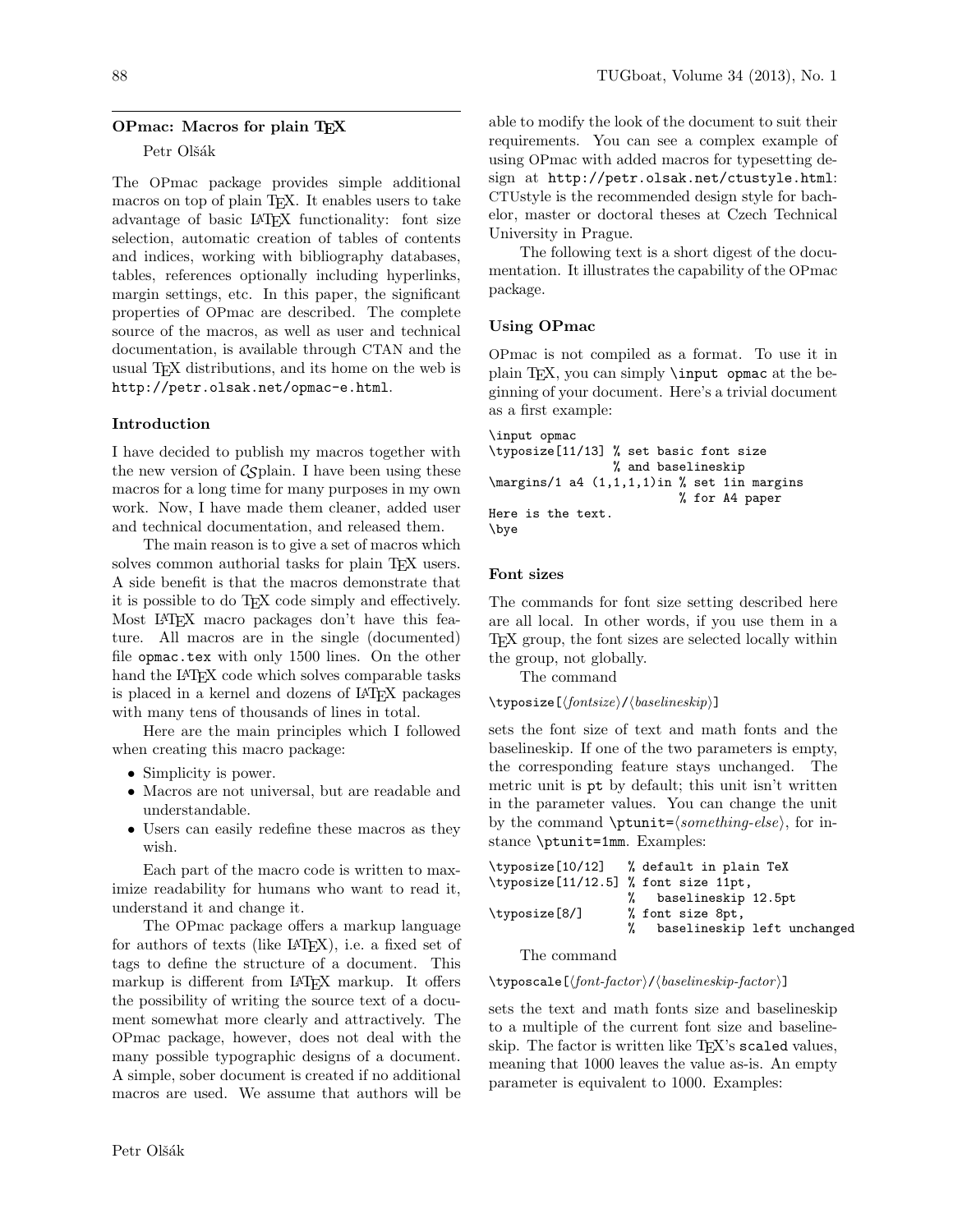# OPmac: Macros for plain TEX

Petr Olšák

The OPmac package provides simple additional macros on top of plain TEX. It enables users to take advantage of basic LATEX functionality: font size selection, automatic creation of tables of contents and indices, working with bibliography databases, tables, references optionally including hyperlinks, margin settings, etc. In this paper, the significant properties of OPmac are described. The complete source of the macros, as well as user and technical documentation, is available through CTAN and the usual TEX distributions, and its home on the web is `http://petr.olsak.net/opmac-e.html`.

## Introduction

I have decided to publish my macros together with the new version of CSplain. I have been using these macros for a long time for many purposes in my own work. Now, I have made them cleaner, added user and technical documentation, and released them.

The main reason is to give a set of macros which solves common authorial tasks for plain TEX users. A side benefit is that the macros demonstrate that it is possible to do TEX code simply and effectively. Most LATEX macro packages don't have this feature. All macros are in the single (documented) file `opmac.tex` with only 1500 lines. On the other hand the LATEX code which solves comparable tasks is placed in a kernel and dozens of LATEX packages with many tens of thousands of lines in total.

Here are the main principles which I followed when creating this macro package:

- Simplicity is power.
- Macros are not universal, but are readable and understandable.
- Users can easily redefine these macros as they wish.

Each part of the macro code is written to maximize readability for humans who want to read it, understand it and change it.

The OPmac package offers a markup language for authors of texts (like LATEX), i.e. a fixed set of tags to define the structure of a document. This markup is different from LATEX markup. It offers the possibility of writing the source text of a document somewhat more clearly and attractively. The OPmac package, however, does not deal with the many possible typographic designs of a document. A simple, sober document is created if no additional macros are used. We assume that authors will be able to modify the look of the document to suit their requirements. You can see a complex example of using OPmac with added macros for typesetting design at `http://petr.olsak.net/ctustyle.html`: CTUstyle is the recommended design style for bachelor, master or doctoral theses at Czech Technical University in Prague.

The following text is a short digest of the documentation. It illustrates the capability of the OPmac package.

## Using OPmac

OPmac is not compiled as a format. To use it in plain TEX, you can simply `\input opmac` at the beginning of your document. Here's a trivial document as a first example:

```
\input opmac
\typosize[11/13] % set basic font size
                 % and baselineskip
\margins/1 a4 (1,1,1,1)in % set 1in margins
                          % for A4 paper
Here is the text.
\bye
```

## Font sizes

The commands for font size setting described here are all local. In other words, if you use them in a TEX group, the font sizes are selected locally within the group, not globally.

The command

`\typosize[`⟨*fontsize*⟩`/`⟨*baselineskip*⟩`]`

sets the font size of text and math fonts and the baselineskip. If one of the two parameters is empty, the corresponding feature stays unchanged. The metric unit is `pt` by default; this unit isn't written in the parameter values. You can change the unit by the command `\ptunit=`⟨*something-else*⟩, for instance `\ptunit=1mm`. Examples:

```
\typosize[10/12]   % default in plain TeX
\typosize[11/12.5] % font size 11pt,
                   %   baselineskip 12.5pt
\typosize[8/]      % font size 8pt,
                   %   baselineskip left unchanged
```

The command

`\typoscale[`⟨*font-factor*⟩`/`⟨*baselineskip-factor*⟩`]`

sets the text and math fonts size and baselineskip to a multiple of the current font size and baselineskip. The factor is written like TEX's `scaled` values, meaning that 1000 leaves the value as-is. An empty parameter is equivalent to 1000. Examples: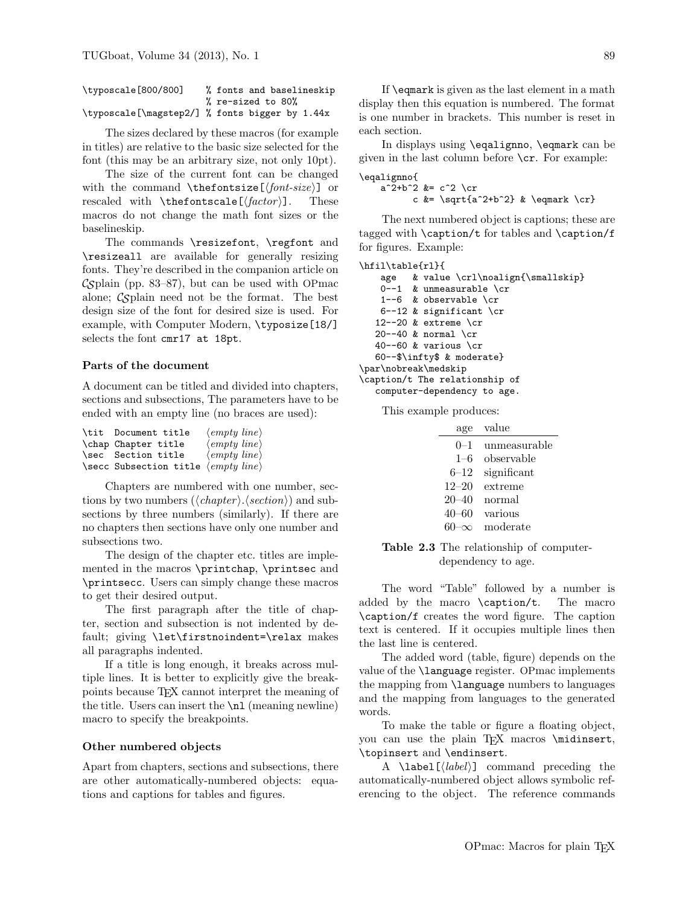```
\typoscale[800/800]    % fonts and baselineskip
                       % re-sized to 80%
\typoscale[\magstep2/] % fonts bigger by 1.44x
```

The sizes declared by these macros (for example in titles) are relative to the basic size selected for the font (this may be an arbitrary size, not only 10pt).

The size of the current font can be changed with the command `\thefontsize[⟨font-size⟩]` or rescaled with `\thefontscale[⟨factor⟩]`. These macros do not change the math font sizes or the baselineskip.

The commands `\resizefont`, `\regfont` and `\resizeall` are available for generally resizing fonts. They're described in the companion article on CSplain (pp. 83–87), but can be used with OPmac alone; CSplain need not be the format. The best design size of the font for desired size is used. For example, with Computer Modern, `\typosize[18/]` selects the font `cmr17 at 18pt`.

**Parts of the document**

A document can be titled and divided into chapters, sections and subsections, The parameters have to be ended with an empty line (no braces are used):

```
\tit  Document title    ⟨empty line⟩
\chap Chapter title     ⟨empty line⟩
\sec  Section title     ⟨empty line⟩
\secc Subsection title  ⟨empty line⟩
```

Chapters are numbered with one number, sections by two numbers (⟨chapter⟩.⟨section⟩) and subsections by three numbers (similarly). If there are no chapters then sections have only one number and subsections two.

The design of the chapter etc. titles are implemented in the macros `\printchap`, `\printsec` and `\printsecc`. Users can simply change these macros to get their desired output.

The first paragraph after the title of chapter, section and subsection is not indented by default; giving `\let\firstnoindent=\relax` makes all paragraphs indented.

If a title is long enough, it breaks across multiple lines. It is better to explicitly give the breakpoints because TeX cannot interpret the meaning of the title. Users can insert the `\nl` (meaning newline) macro to specify the breakpoints.

**Other numbered objects**

Apart from chapters, sections and subsections, there are other automatically-numbered objects: equations and captions for tables and figures.

If `\eqmark` is given as the last element in a math display then this equation is numbered. The format is one number in brackets. This number is reset in each section.

In displays using `\eqalignno`, `\eqmark` can be given in the last column before `\cr`. For example:

```
\eqalignno{
    a^2+b^2 &= c^2 \cr
          c &= \sqrt{a^2+b^2} & \eqmark \cr}
```

The next numbered object is captions; these are tagged with `\caption/t` for tables and `\caption/f` for figures. Example:

```
\hfil\table{rl}{
    age   & value \crl\noalign{\smallskip}
    0--1  & unmeasurable \cr
    1--6  & observable \cr
    6--12 & significant \cr
   12--20 & extreme \cr
   20--40 & normal \cr
   40--60 & various \cr
   60--$\infty$ & moderate}
\par\nobreak\medskip
\caption/t The relationship of
   computer-dependency to age.
```

This example produces:

| age | value |
|---:|:---|
| 0–1 | unmeasurable |
| 1–6 | observable |
| 6–12 | significant |
| 12–20 | extreme |
| 20–40 | normal |
| 40–60 | various |
| 60–$\infty$ | moderate |

**Table 2.3** The relationship of computer-dependency to age.

The word "Table" followed by a number is added by the macro `\caption/t`. The macro `\caption/f` creates the word figure. The caption text is centered. If it occupies multiple lines then the last line is centered.

The added word (table, figure) depends on the value of the `\language` register. OPmac implements the mapping from `\language` numbers to languages and the mapping from languages to the generated words.

To make the table or figure a floating object, you can use the plain TeX macros `\midinsert`, `\topinsert` and `\endinsert`.

A `\label[⟨label⟩]` command preceding the automatically-numbered object allows symbolic referencing to the object. The reference commands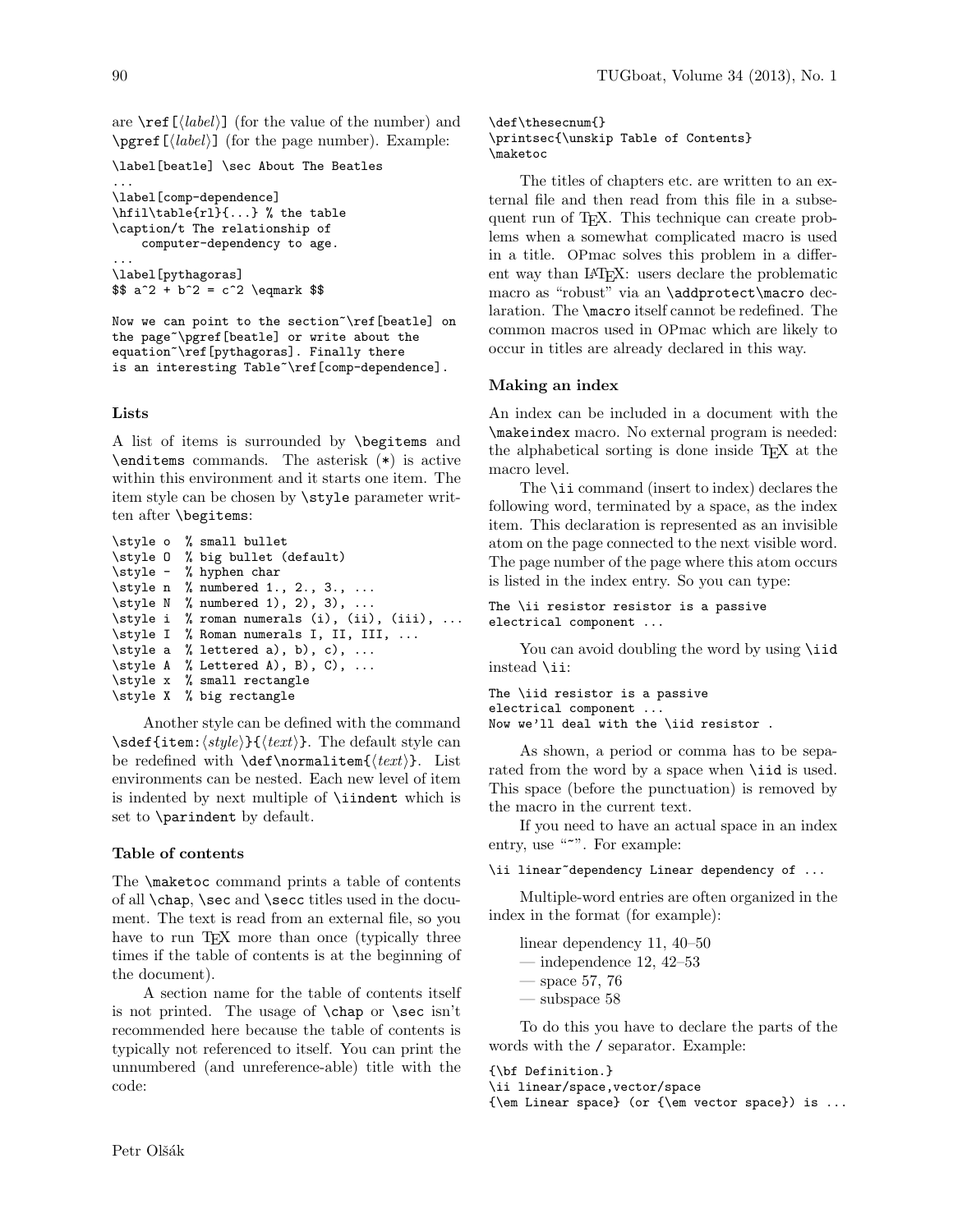are \ref[⟨label⟩] (for the value of the number) and \pgref[⟨label⟩] (for the page number). Example:

```
\label[beatle] \sec About The Beatles
...
\label[comp-dependence]
\hfil\table{rl}{...} % the table
\caption/t The relationship of
    computer-dependency to age.
...
\label[pythagoras]
$$ a^2 + b^2 = c^2 \eqmark $$

Now we can point to the section~\ref[beatle] on
the page~\pgref[beatle] or write about the
equation~\ref[pythagoras]. Finally there
is an interesting Table~\ref[comp-dependence].
```

### Lists

A list of items is surrounded by \begitems and \enditems commands. The asterisk (*) is active within this environment and it starts one item. The item style can be chosen by \style parameter written after \begitems:

```
\style o  % small bullet
\style O  % big bullet (default)
\style -  % hyphen char
\style n  % numbered 1., 2., 3., ...
\style N  % numbered 1), 2), 3), ...
\style i  % roman numerals (i), (ii), (iii), ...
\style I  % Roman numerals I, II, III, ...
\style a  % lettered a), b), c), ...
\style A  % Lettered A), B), C), ...
\style x  % small rectangle
\style X  % big rectangle
```

Another style can be defined with the command \sdef{item:⟨style⟩}{⟨text⟩}. The default style can be redefined with \def\normalitem{⟨text⟩}. List environments can be nested. Each new level of item is indented by next multiple of \iindent which is set to \parindent by default.

### Table of contents

The \maketoc command prints a table of contents of all \chap, \sec and \secc titles used in the document. The text is read from an external file, so you have to run TeX more than once (typically three times if the table of contents is at the beginning of the document).

A section name for the table of contents itself is not printed. The usage of \chap or \sec isn't recommended here because the table of contents is typically not referenced to itself. You can print the unnumbered (and unreference-able) title with the code:

```
\def\thesecnum{}
\printsec{\unskip Table of Contents}
\maketoc
```

The titles of chapters etc. are written to an external file and then read from this file in a subsequent run of TeX. This technique can create problems when a somewhat complicated macro is used in a title. OPmac solves this problem in a different way than LaTeX: users declare the problematic macro as "robust" via an \addprotect\macro declaration. The \macro itself cannot be redefined. The common macros used in OPmac which are likely to occur in titles are already declared in this way.

### Making an index

An index can be included in a document with the \makeindex macro. No external program is needed: the alphabetical sorting is done inside TeX at the macro level.

The \ii command (insert to index) declares the following word, terminated by a space, as the index item. This declaration is represented as an invisible atom on the page connected to the next visible word. The page number of the page where this atom occurs is listed in the index entry. So you can type:

```
The \ii resistor resistor is a passive
electrical component ...
```

You can avoid doubling the word by using \iid instead \ii:

```
The \iid resistor is a passive
electrical component ...
Now we'll deal with the \iid resistor .
```

As shown, a period or comma has to be separated from the word by a space when \iid is used. This space (before the punctuation) is removed by the macro in the current text.

If you need to have an actual space in an index entry, use "~". For example:

```
\ii linear~dependency Linear dependency of ...
```

Multiple-word entries are often organized in the index in the format (for example):

linear dependency 11, 40–50
— independence 12, 42–53
— space 57, 76
— subspace 58

To do this you have to declare the parts of the words with the / separator. Example:

```
{\bf Definition.}
\ii linear/space,vector/space
{\em Linear space} (or {\em vector space}) is ...
```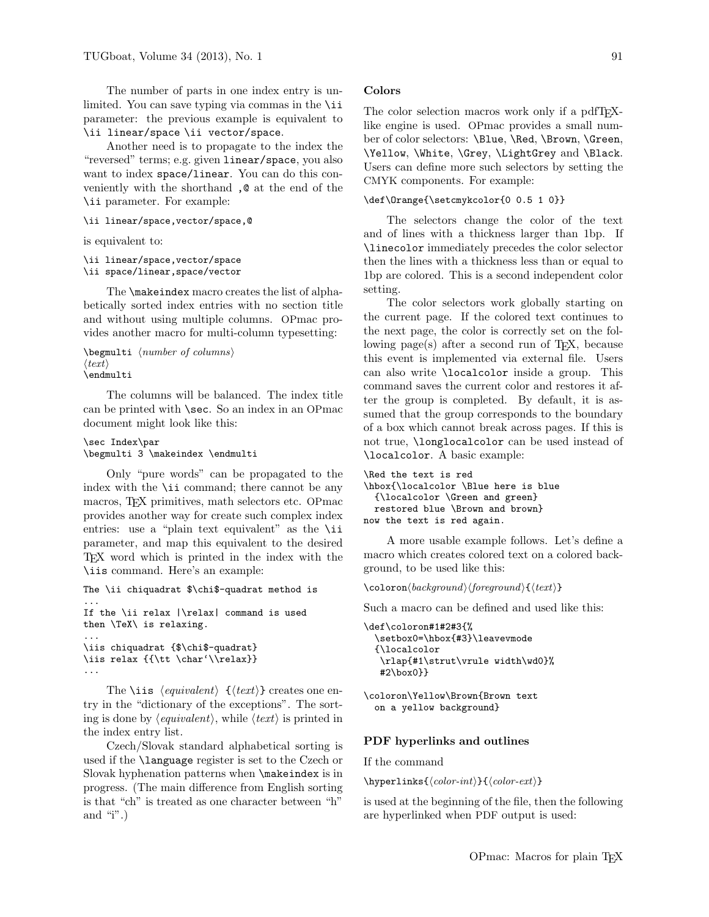The number of parts in one index entry is unlimited. You can save typing via commas in the `\ii` parameter: the previous example is equivalent to `\ii linear/space \ii vector/space`.

Another need is to propagate to the index the "reversed" terms; e.g. given `linear/space`, you also want to index `space/linear`. You can do this conveniently with the shorthand `,@` at the end of the `\ii` parameter. For example:

```
\ii linear/space,vector/space,@
```

is equivalent to:

```
\ii linear/space,vector/space
\ii space/linear,space/vector
```

The `\makeindex` macro creates the list of alphabetically sorted index entries with no section title and without using multiple columns. OPmac provides another macro for multi-column typesetting:

```
\begmulti ⟨number of columns⟩
⟨text⟩
\endmulti
```

The columns will be balanced. The index title can be printed with `\sec`. So an index in an OPmac document might look like this:

```
\sec Index\par
\begmulti 3 \makeindex \endmulti
```

Only "pure words" can be propagated to the index with the `\ii` command; there cannot be any macros, TeX primitives, math selectors etc. OPmac provides another way for create such complex index entries: use a "plain text equivalent" as the `\ii` parameter, and map this equivalent to the desired TeX word which is printed in the index with the `\iis` command. Here's an example:

```
The \ii chiquadrat $\chi$-quadrat method is
...
If the \ii relax |\relax| command is used
then \TeX\ is relaxing.
...
\iis chiquadrat {$\chi$-quadrat}
\iis relax {{\tt \char`\\relax}}
...
```

The `\iis` ⟨*equivalent*⟩ `{`⟨*text*⟩`}` creates one entry in the "dictionary of the exceptions". The sorting is done by ⟨*equivalent*⟩, while ⟨*text*⟩ is printed in the index entry list.

Czech/Slovak standard alphabetical sorting is used if the `\language` register is set to the Czech or Slovak hyphenation patterns when `\makeindex` is in progress. (The main difference from English sorting is that "ch" is treated as one character between "h" and "i".)

### Colors

The color selection macros work only if a pdfTeX-like engine is used. OPmac provides a small number of color selectors: `\Blue`, `\Red`, `\Brown`, `\Green`, `\Yellow`, `\White`, `\Grey`, `\LightGrey` and `\Black`. Users can define more such selectors by setting the CMYK components. For example:

```
\def\Orange{\setcmykcolor{0 0.5 1 0}}
```

The selectors change the color of the text and of lines with a thickness larger than 1bp. If `\linecolor` immediately precedes the color selector then the lines with a thickness less than or equal to 1bp are colored. This is a second independent color setting.

The color selectors work globally starting on the current page. If the colored text continues to the next page, the color is correctly set on the following page(s) after a second run of TeX, because this event is implemented via external file. Users can also write `\localcolor` inside a group. This command saves the current color and restores it after the group is completed. By default, it is assumed that the group corresponds to the boundary of a box which cannot break across pages. If this is not true, `\longlocalcolor` can be used instead of `\localcolor`. A basic example:

```
\Red the text is red
\hbox{\localcolor \Blue here is blue
  {\localcolor \Green and green}
  restored blue \Brown and brown}
now the text is red again.
```

A more usable example follows. Let's define a macro which creates colored text on a colored background, to be used like this:

```
\coloron⟨background⟩⟨foreground⟩{⟨text⟩}
```

Such a macro can be defined and used like this:

```
\def\coloron#1#2#3{%
  \setbox0=\hbox{#3}\leavevmode
  {\localcolor
   \rlap{#1\strut\vrule width\wd0}%
   #2\box0}}

\coloron\Yellow\Brown{Brown text
  on a yellow background}
```

### PDF hyperlinks and outlines

If the command

```
\hyperlinks{⟨color-int⟩}{⟨color-ext⟩}
```

is used at the beginning of the file, then the following are hyperlinked when PDF output is used: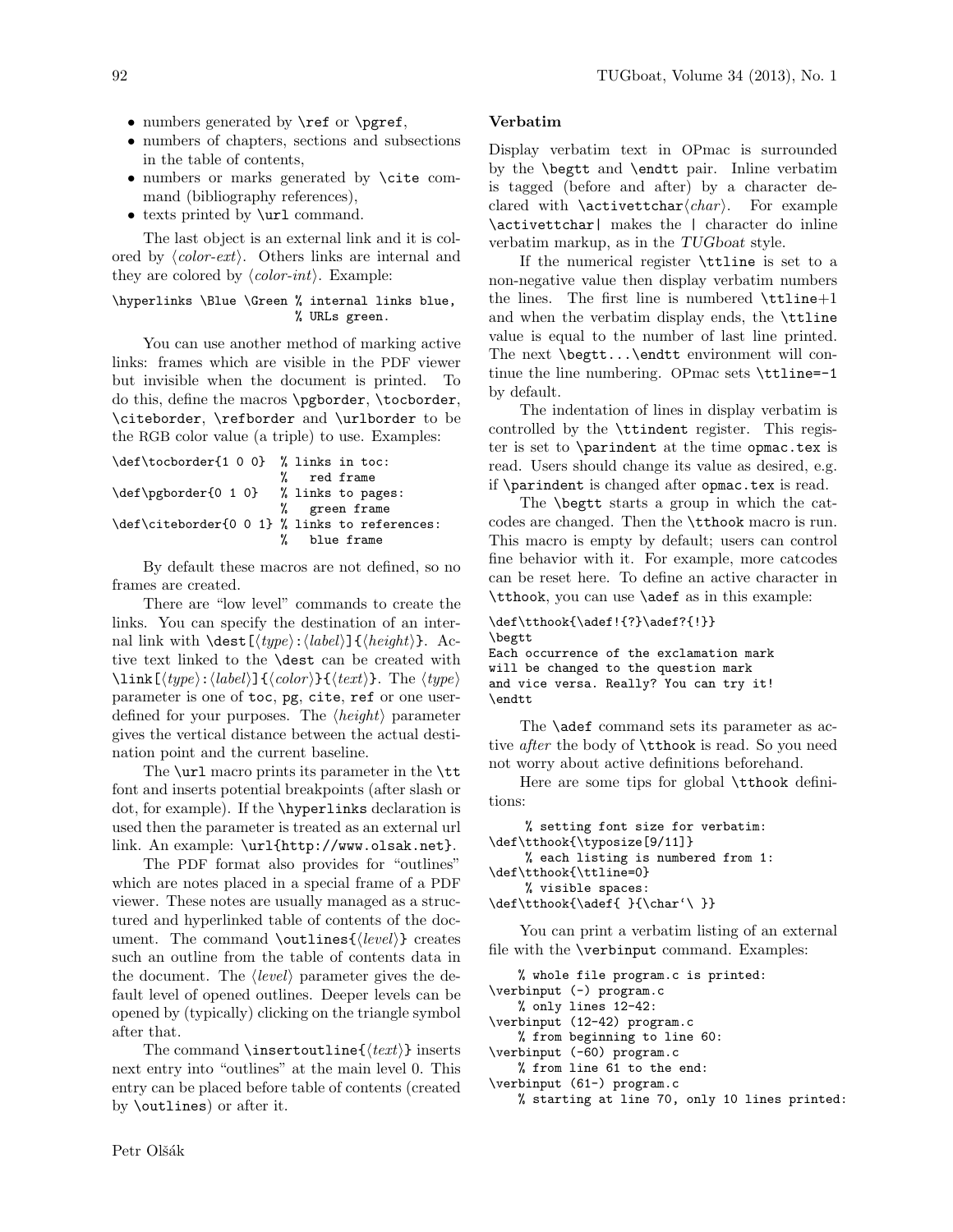- numbers generated by `\ref` or `\pgref`,
- numbers of chapters, sections and subsections in the table of contents,
- numbers or marks generated by `\cite` command (bibliography references),
- texts printed by `\url` command.

The last object is an external link and it is colored by ⟨*color-ext*⟩. Others links are internal and they are colored by ⟨*color-int*⟩. Example:

```
\hyperlinks \Blue \Green % internal links blue,
                         % URLs green.
```

You can use another method of marking active links: frames which are visible in the PDF viewer but invisible when the document is printed. To do this, define the macros `\pgborder`, `\tocborder`, `\citeborder`, `\refborder` and `\urlborder` to be the RGB color value (a triple) to use. Examples:

```
\def\tocborder{1 0 0}  % links in toc:
                       %   red frame
\def\pgborder{0 1 0}   % links to pages:
                       %   green frame
\def\citeborder{0 0 1} % links to references:
                       %   blue frame
```

By default these macros are not defined, so no frames are created.

There are "low level" commands to create the links. You can specify the destination of an internal link with `\dest[`⟨*type*⟩`:`⟨*label*⟩`]{`⟨*height*⟩`}`. Active text linked to the `\dest` can be created with `\link[`⟨*type*⟩`:`⟨*label*⟩`]{`⟨*color*⟩`}{`⟨*text*⟩`}`. The ⟨*type*⟩ parameter is one of `toc`, `pg`, `cite`, `ref` or one user-defined for your purposes. The ⟨*height*⟩ parameter gives the vertical distance between the actual destination point and the current baseline.

The `\url` macro prints its parameter in the `\tt` font and inserts potential breakpoints (after slash or dot, for example). If the `\hyperlinks` declaration is used then the parameter is treated as an external url link. An example: `\url{http://www.olsak.net}`.

The PDF format also provides for "outlines" which are notes placed in a special frame of a PDF viewer. These notes are usually managed as a structured and hyperlinked table of contents of the document. The command `\outlines{`⟨*level*⟩`}` creates such an outline from the table of contents data in the document. The ⟨*level*⟩ parameter gives the default level of opened outlines. Deeper levels can be opened by (typically) clicking on the triangle symbol after that.

The command `\insertoutline{`⟨*text*⟩`}` inserts next entry into "outlines" at the main level 0. This entry can be placed before table of contents (created by `\outlines`) or after it.

**Verbatim**

Display verbatim text in OPmac is surrounded by the `\begtt` and `\endtt` pair. Inline verbatim is tagged (before and after) by a character declared with `\activettchar`⟨*char*⟩. For example `\activettchar|` makes the `|` character do inline verbatim markup, as in the *TUGboat* style.

If the numerical register `\ttline` is set to a non-negative value then display verbatim numbers the lines. The first line is numbered `\ttline`+1 and when the verbatim display ends, the `\ttline` value is equal to the number of last line printed. The next `\begtt...\endtt` environment will continue the line numbering. OPmac sets `\ttline=-1` by default.

The indentation of lines in display verbatim is controlled by the `\ttindent` register. This register is set to `\parindent` at the time `opmac.tex` is read. Users should change its value as desired, e.g. if `\parindent` is changed after `opmac.tex` is read.

The `\begtt` starts a group in which the catcodes are changed. Then the `\tthook` macro is run. This macro is empty by default; users can control fine behavior with it. For example, more catcodes can be reset here. To define an active character in `\tthook`, you can use `\adef` as in this example:

```
\def\tthook{\adef!{?}\adef?{!}}
\begtt
Each occurrence of the exclamation mark
will be changed to the question mark
and vice versa. Really? You can try it!
\endtt
```

The `\adef` command sets its parameter as active *after* the body of `\tthook` is read. So you need not worry about active definitions beforehand.

Here are some tips for global `\tthook` definitions:

```
     % setting font size for verbatim:
\def\tthook{\typosize[9/11]}
     % each listing is numbered from 1:
\def\tthook{\ttline=0}
     % visible spaces:
\def\tthook{\adef{ }{\char`\ }}
```

You can print a verbatim listing of an external file with the `\verbinput` command. Examples:

```
    % whole file program.c is printed:
\verbinput (-) program.c
    % only lines 12-42:
\verbinput (12-42) program.c
    % from beginning to line 60:
\verbinput (-60) program.c
    % from line 61 to the end:
\verbinput (61-) program.c
    % starting at line 70, only 10 lines printed:
```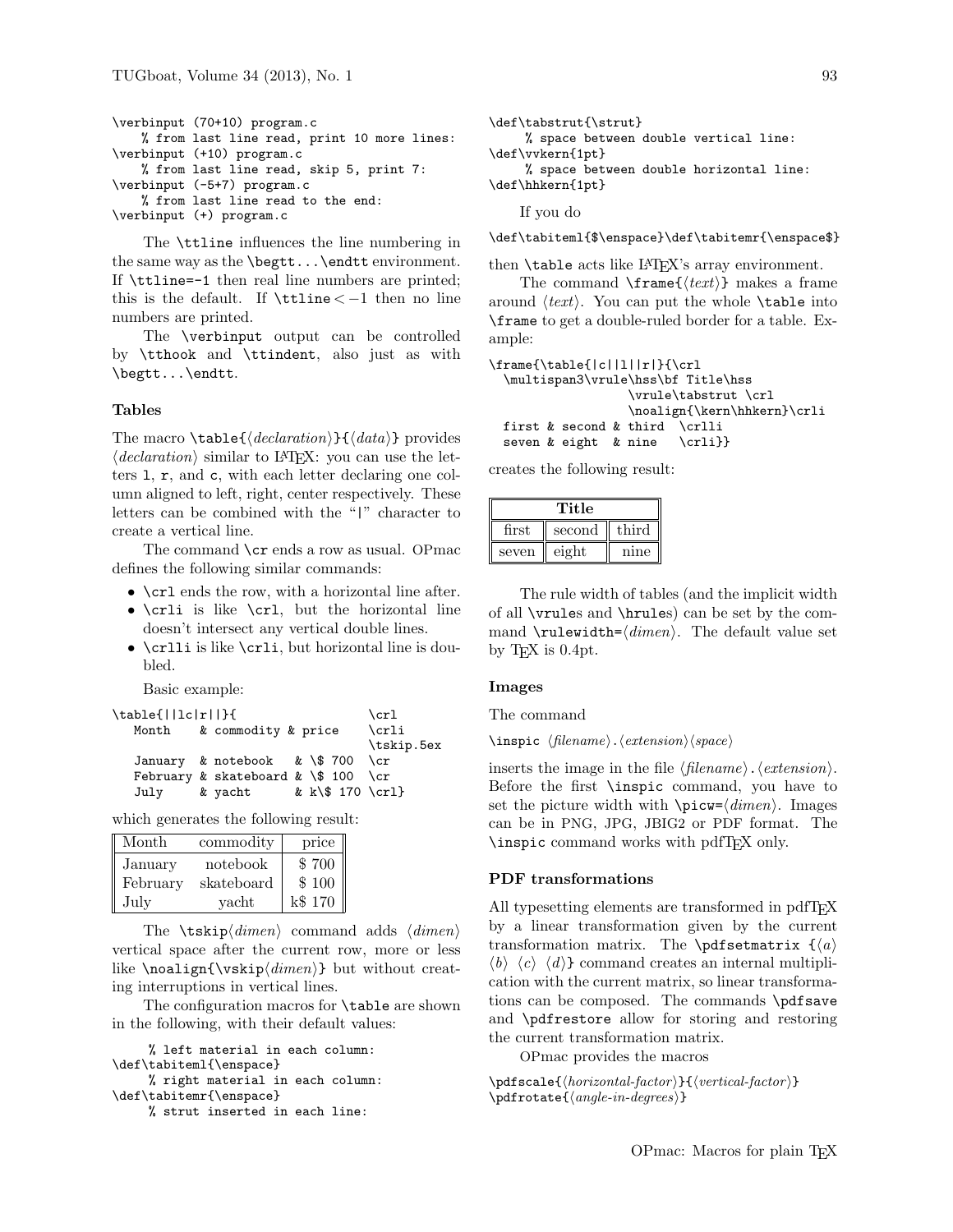```
\verbinput (70+10) program.c
    % from last line read, print 10 more lines:
\verbinput (+10) program.c
    % from last line read, skip 5, print 7:
\verbinput (-5+7) program.c
    % from last line read to the end:
\verbinput (+) program.c
```

The `\ttline` influences the line numbering in the same way as the `\begtt...\endtt` environment. If `\ttline=-1` then real line numbers are printed; this is the default. If `\ttline` $< -1$ then no line numbers are printed.

The `\verbinput` output can be controlled by `\tthook` and `\ttindent`, also just as with `\begtt...\endtt`.

### Tables

The macro `\table{`⟨*declaration*⟩`}{`⟨*data*⟩`}` provides ⟨*declaration*⟩ similar to LaTeX: you can use the letters `l`, `r`, and `c`, with each letter declaring one column aligned to left, right, center respectively. These letters can be combined with the "`|`" character to create a vertical line.

The command `\cr` ends a row as usual. OPmac defines the following similar commands:

- `\crl` ends the row, with a horizontal line after.
- `\crli` is like `\crl`, but the horizontal line doesn't intersect any vertical double lines.
- `\crlli` is like `\crli`, but horizontal line is doubled.

Basic example:

```
\table{||lc|r||}{                     \crl
   Month    & commodity & price       \crli
                                      \tskip.5ex
   January  & notebook   & \$ 700     \cr
   February & skateboard & \$ 100     \cr
   July     & yacht      & k\$ 170 \crl}
```

which generates the following result:

| Month | commodity | price |
|---|---|---|
| January | notebook | $ 700 |
| February | skateboard | $ 100 |
| July | yacht | k$ 170 |

The `\tskip`⟨*dimen*⟩ command adds ⟨*dimen*⟩ vertical space after the current row, more or less like `\noalign{\vskip`⟨*dimen*⟩`}` but without creating interruptions in vertical lines.

The configuration macros for `\table` are shown in the following, with their default values:

```
     % left material in each column:
\def\tabiteml{\enspace}
     % right material in each column:
\def\tabitemr{\enspace}
     % strut inserted in each line:
\def\tabstrut{\strut}
     % space between double vertical line:
\def\vvkern{1pt}
     % space between double horizontal line:
\def\hhkern{1pt}
```

If you do

```
\def\tabiteml{$\enspace}\def\tabitemr{\enspace$}
```

then `\table` acts like LaTeX's array environment.

The command `\frame{`⟨*text*⟩`}` makes a frame around ⟨*text*⟩. You can put the whole `\table` into `\frame` to get a double-ruled border for a table. Example:

```
\frame{\table{|c||l||r|}{\crl
  \multispan3\vrule\hss\bf Title\hss
                  \vrule\tabstrut \crl
                  \noalign{\kern\hhkern}\crli
  first & second & third  \crlli
  seven & eight  & nine   \crli}}
```

creates the following result:

| **Title** | | |
|---|---|---|
| first | second | third |
| seven | eight | nine |

The rule width of tables (and the implicit width of all `\vrule`s and `\hrule`s) can be set by the command `\rulewidth=`⟨*dimen*⟩. The default value set by TeX is 0.4pt.

### Images

The command

`\inspic` ⟨*filename*⟩`.`⟨*extension*⟩⟨*space*⟩

inserts the image in the file ⟨*filename*⟩.⟨*extension*⟩. Before the first `\inspic` command, you have to set the picture width with `\picw=`⟨*dimen*⟩. Images can be in PNG, JPG, JBIG2 or PDF format. The `\inspic` command works with pdfTeX only.

### PDF transformations

All typesetting elements are transformed in pdfTeX by a linear transformation given by the current transformation matrix. The `\pdfsetmatrix {`⟨*a*⟩ ⟨*b*⟩ ⟨*c*⟩ ⟨*d*⟩`}` command creates an internal multiplication with the current matrix, so linear transformations can be composed. The commands `\pdfsave` and `\pdfrestore` allow for storing and restoring the current transformation matrix.

OPmac provides the macros

`\pdfscale{`⟨*horizontal-factor*⟩`}{`⟨*vertical-factor*⟩`}`
`\pdfrotate{`⟨*angle-in-degrees*⟩`}`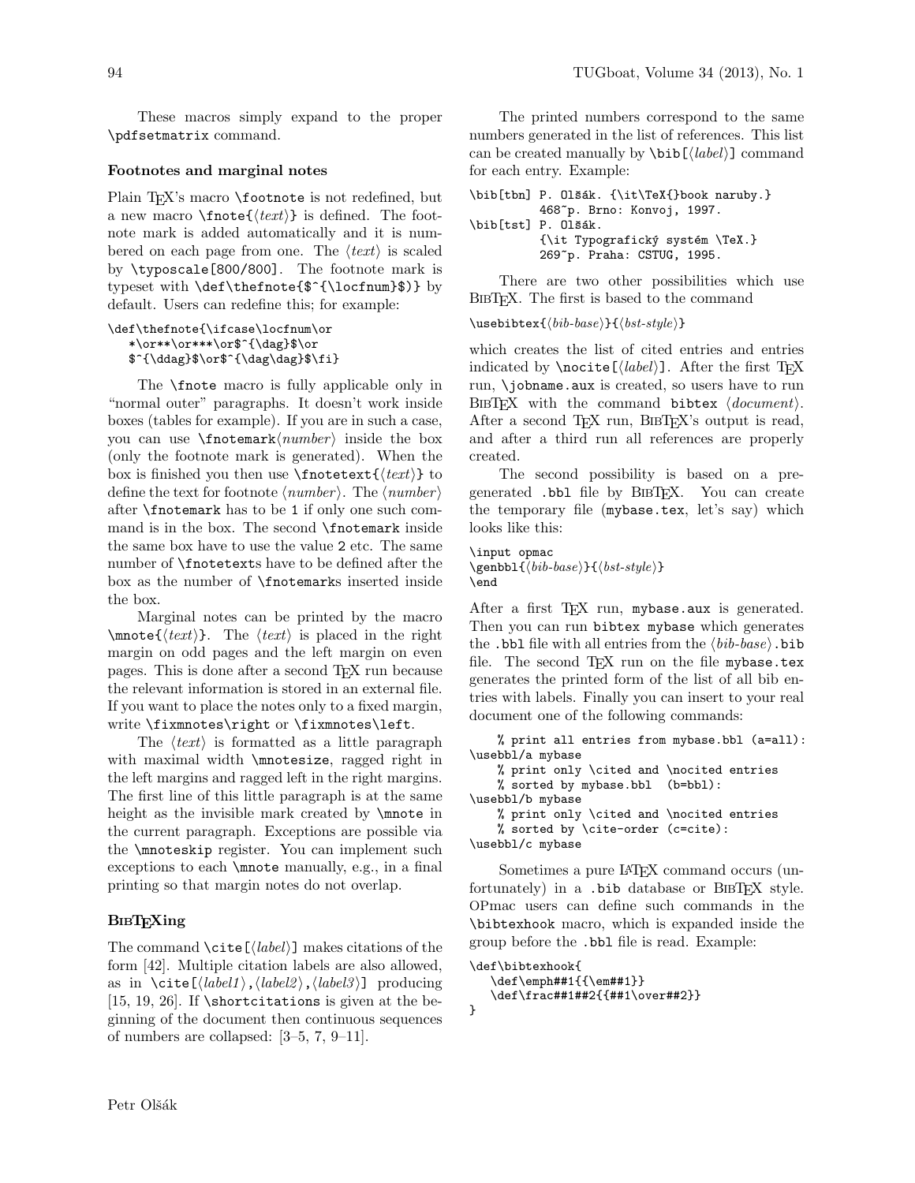These macros simply expand to the proper `\pdfsetmatrix` command.

**Footnotes and marginal notes**

Plain TeX's macro `\footnote` is not redefined, but a new macro `\fnote{⟨text⟩}` is defined. The footnote mark is added automatically and it is numbered on each page from one. The ⟨*text*⟩ is scaled by `\typoscale[800/800]`. The footnote mark is typeset with `\def\thefnote{$^{\locfnum}$}` by default. Users can redefine this; for example:

```
\def\thefnote{\ifcase\locfnum\or
   *\or**\or***\or$^{\dag}$\or
   $^{\ddag}$\or$^{\dag\dag}$\fi}
```

The `\fnote` macro is fully applicable only in "normal outer" paragraphs. It doesn't work inside boxes (tables for example). If you are in such a case, you can use `\fnotemark⟨number⟩` inside the box (only the footnote mark is generated). When the box is finished you then use `\fnotetext{⟨text⟩}` to define the text for footnote ⟨*number*⟩. The ⟨*number*⟩ after `\fnotemark` has to be `1` if only one such command is in the box. The second `\fnotemark` inside the same box have to use the value `2` etc. The same number of `\fnotetext`s have to be defined after the box as the number of `\fnotemark`s inserted inside the box.

Marginal notes can be printed by the macro `\mnote{⟨text⟩}`. The ⟨*text*⟩ is placed in the right margin on odd pages and the left margin on even pages. This is done after a second TeX run because the relevant information is stored in an external file. If you want to place the notes only to a fixed margin, write `\fixmnotes\right` or `\fixmnotes\left`.

The ⟨*text*⟩ is formatted as a little paragraph with maximal width `\mnotesize`, ragged right in the left margins and ragged left in the right margins. The first line of this little paragraph is at the same height as the invisible mark created by `\mnote` in the current paragraph. Exceptions are possible via the `\mnoteskip` register. You can implement such exceptions to each `\mnote` manually, e.g., in a final printing so that margin notes do not overlap.

**BibTeXing**

The command `\cite[⟨label⟩]` makes citations of the form [42]. Multiple citation labels are also allowed, as in `\cite[⟨label1⟩,⟨label2⟩,⟨label3⟩]` producing [15, 19, 26]. If `\shortcitations` is given at the beginning of the document then continuous sequences of numbers are collapsed: [3–5, 7, 9–11].

The printed numbers correspond to the same numbers generated in the list of references. This list can be created manually by `\bib[⟨label⟩]` command for each entry. Example:

```
\bib[tbn] P. Olšák. {\it\TeX{}book naruby.}
          468~p. Brno: Konvoj, 1997.
\bib[tst] P. Olšák.
          {\it Typografický systém \TeX.}
          269~p. Praha: CSTUG, 1995.
```

There are two other possibilities which use BibTeX. The first is based to the command

`\usebibtex{⟨bib-base⟩}{⟨bst-style⟩}`

which creates the list of cited entries and entries indicated by `\nocite[⟨label⟩]`. After the first TeX run, `\jobname.aux` is created, so users have to run BibTeX with the command `bibtex ⟨document⟩`. After a second TeX run, BibTeX's output is read, and after a third run all references are properly created.

The second possibility is based on a pre-generated `.bbl` file by BibTeX. You can create the temporary file (`mybase.tex`, let's say) which looks like this:

```
\input opmac
\genbbl{⟨bib-base⟩}{⟨bst-style⟩}
\end
```

After a first TeX run, `mybase.aux` is generated. Then you can run `bibtex mybase` which generates the `.bbl` file with all entries from the `⟨bib-base⟩.bib` file. The second TeX run on the file `mybase.tex` generates the printed form of the list of all bib entries with labels. Finally you can insert to your real document one of the following commands:

```
    % print all entries from mybase.bbl (a=all):
\usebbl/a mybase
    % print only \cited and \nocited entries
    % sorted by mybase.bbl  (b=bbl):
\usebbl/b mybase
    % print only \cited and \nocited entries
    % sorted by \cite-order (c=cite):
\usebbl/c mybase
```

Sometimes a pure LaTeX command occurs (unfortunately) in a `.bib` database or BibTeX style. OPmac users can define such commands in the `\bibtexhook` macro, which is expanded inside the group before the `.bbl` file is read. Example:

```
\def\bibtexhook{
   \def\emph##1{{\em##1}}
   \def\frac##1##2{{##1\over##2}}
}
```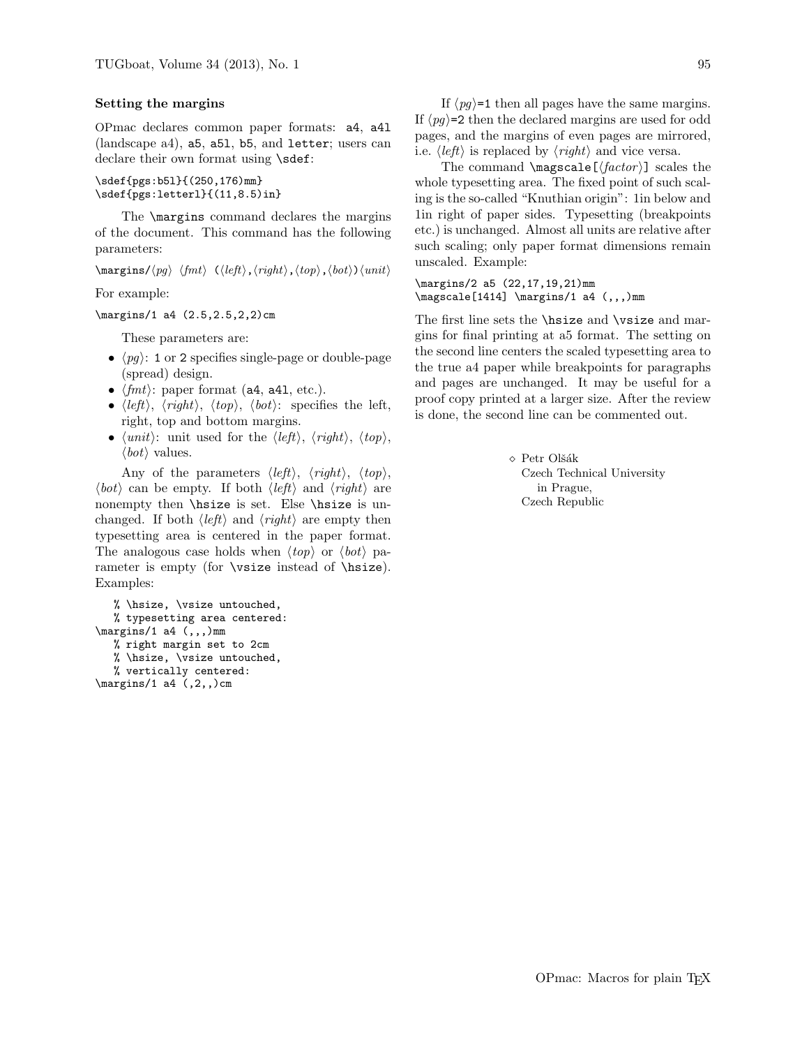### Setting the margins

OPmac declares common paper formats: `a4`, `a4l` (landscape a4), `a5`, `a5l`, `b5`, and `letter`; users can declare their own format using `\sdef`:

```
\sdef{pgs:b5l}{(250,176)mm}
\sdef{pgs:letterl}{(11,8.5)in}
```

The `\margins` command declares the margins of the document. This command has the following parameters:

`\margins/`⟨*pg*⟩ ⟨*fmt*⟩ `(`⟨*left*⟩`,`⟨*right*⟩`,`⟨*top*⟩`,`⟨*bot*⟩`)`⟨*unit*⟩

For example:

```
\margins/1 a4 (2.5,2.5,2,2)cm
```

These parameters are:

- ⟨*pg*⟩: `1` or `2` specifies single-page or double-page (spread) design.
- ⟨*fmt*⟩: paper format (`a4`, `a4l`, etc.).
- ⟨*left*⟩, ⟨*right*⟩, ⟨*top*⟩, ⟨*bot*⟩: specifies the left, right, top and bottom margins.
- ⟨*unit*⟩: unit used for the ⟨*left*⟩, ⟨*right*⟩, ⟨*top*⟩, ⟨*bot*⟩ values.

Any of the parameters ⟨*left*⟩, ⟨*right*⟩, ⟨*top*⟩, ⟨*bot*⟩ can be empty. If both ⟨*left*⟩ and ⟨*right*⟩ are nonempty then `\hsize` is set. Else `\hsize` is unchanged. If both ⟨*left*⟩ and ⟨*right*⟩ are empty then typesetting area is centered in the paper format. The analogous case holds when ⟨*top*⟩ or ⟨*bot*⟩ parameter is empty (for `\vsize` instead of `\hsize`). Examples:

```
   % \hsize, \vsize untouched,
   % typesetting area centered:
\margins/1 a4 (,,,)mm
   % right margin set to 2cm
   % \hsize, \vsize untouched,
   % vertically centered:
\margins/1 a4 (,2,,)cm
```

If ⟨*pg*⟩`=1` then all pages have the same margins. If ⟨*pg*⟩`=2` then the declared margins are used for odd pages, and the margins of even pages are mirrored, i.e. ⟨*left*⟩ is replaced by ⟨*right*⟩ and vice versa.

The command `\magscale[`⟨*factor*⟩`]` scales the whole typesetting area. The fixed point of such scaling is the so-called "Knuthian origin": 1in below and 1in right of paper sides. Typesetting (breakpoints etc.) is unchanged. Almost all units are relative after such scaling; only paper format dimensions remain unscaled. Example:

```
\margins/2 a5 (22,17,19,21)mm
\magscale[1414] \margins/1 a4 (,,,)mm
```

The first line sets the `\hsize` and `\vsize` and margins for final printing at a5 format. The setting on the second line centers the scaled typesetting area to the true a4 paper while breakpoints for paragraphs and pages are unchanged. It may be useful for a proof copy printed at a larger size. After the review is done, the second line can be commented out.

⋄ Petr Olšák
Czech Technical University in Prague,
Czech Republic